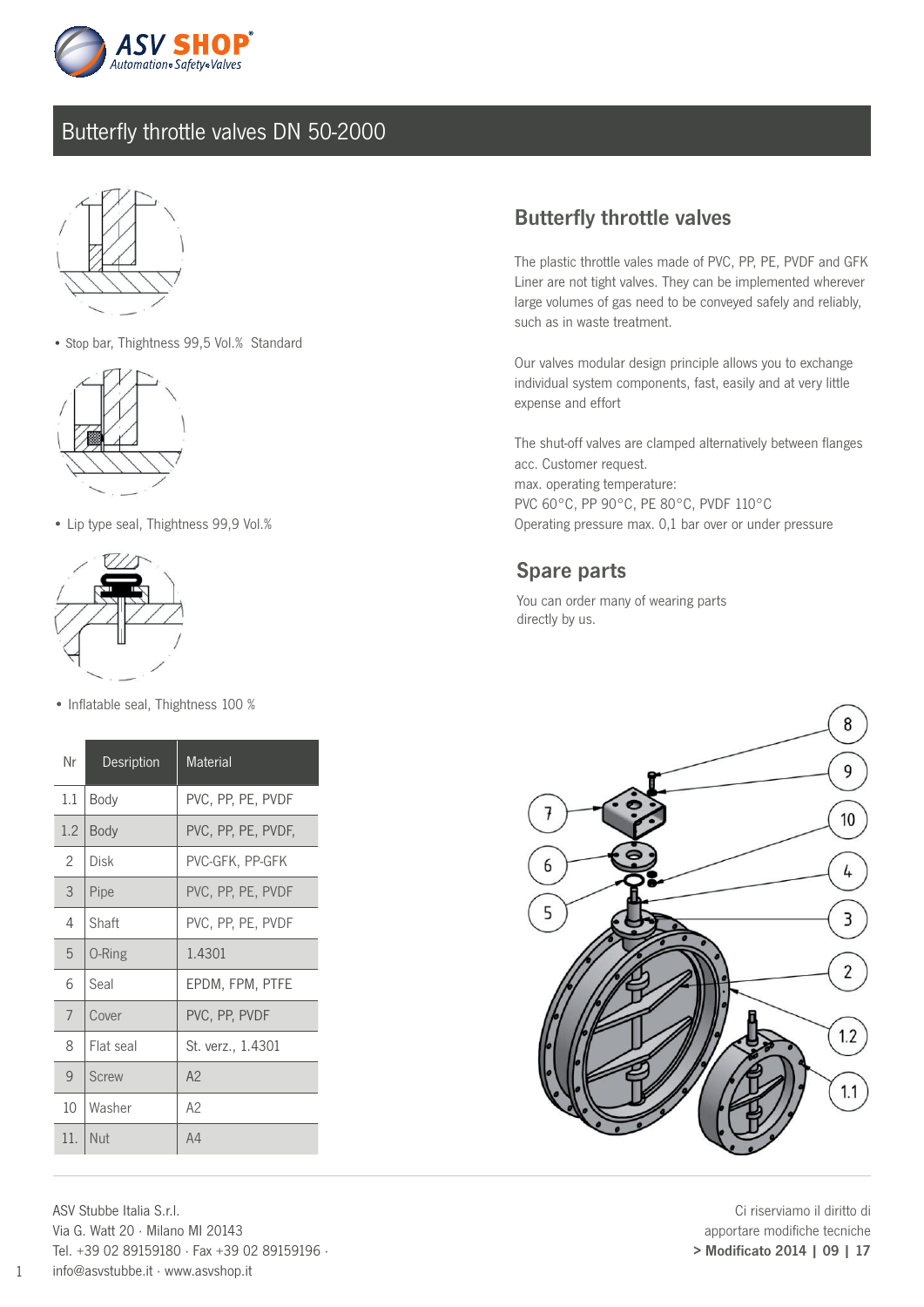# Butterfly throttle valves DN 50-2000

- Stop bar, Thightness 99,5 Vol.% Standard

- Lip type seal, Thightness 99,9 Vol.%

- Inflatable seal, Thightness 100 %

| Nr | Desription | Material |
|---|---|---|
| 1.1 | Body | PVC, PP, PE, PVDF |
| 1.2 | Body | PVC, PP, PE, PVDF, |
| 2 | Disk | PVC-GFK, PP-GFK |
| 3 | Pipe | PVC, PP, PE, PVDF |
| 4 | Shaft | PVC, PP, PE, PVDF |
| 5 | O-Ring | 1.4301 |
| 6 | Seal | EPDM, FPM, PTFE |
| 7 | Cover | PVC, PP, PVDF |
| 8 | Flat seal | St. verz., 1.4301 |
| 9 | Screw | A2 |
| 10 | Washer | A2 |
| 11. | Nut | A4 |

## Butterfly throttle valves

The plastic throttle vales made of PVC, PP, PE, PVDF and GFK Liner are not tight valves. They can be implemented wherever large volumes of gas need to be conveyed safely and reliably, such as in waste treatment.

Our valves modular design principle allows you to exchange individual system components, fast, easily and at very little expense and effort

The shut-off valves are clamped alternatively between flanges acc. Customer request.
max. operating temperature:
PVC 60°C, PP 90°C, PE 80°C, PVDF 110°C
Operating pressure max. 0,1 bar over or under pressure

## Spare parts

You can order many of wearing parts directly by us.

ASV Stubbe Italia S.r.l.
Via G. Watt 20 · Milano MI 20143
Tel. +39 02 89159180 · Fax +39 02 89159196 ·
info@asvstubbe.it · www.asvshop.it

Ci riserviamo il diritto di apportare modifiche tecniche
**> Modificato 2014 | 09 | 17**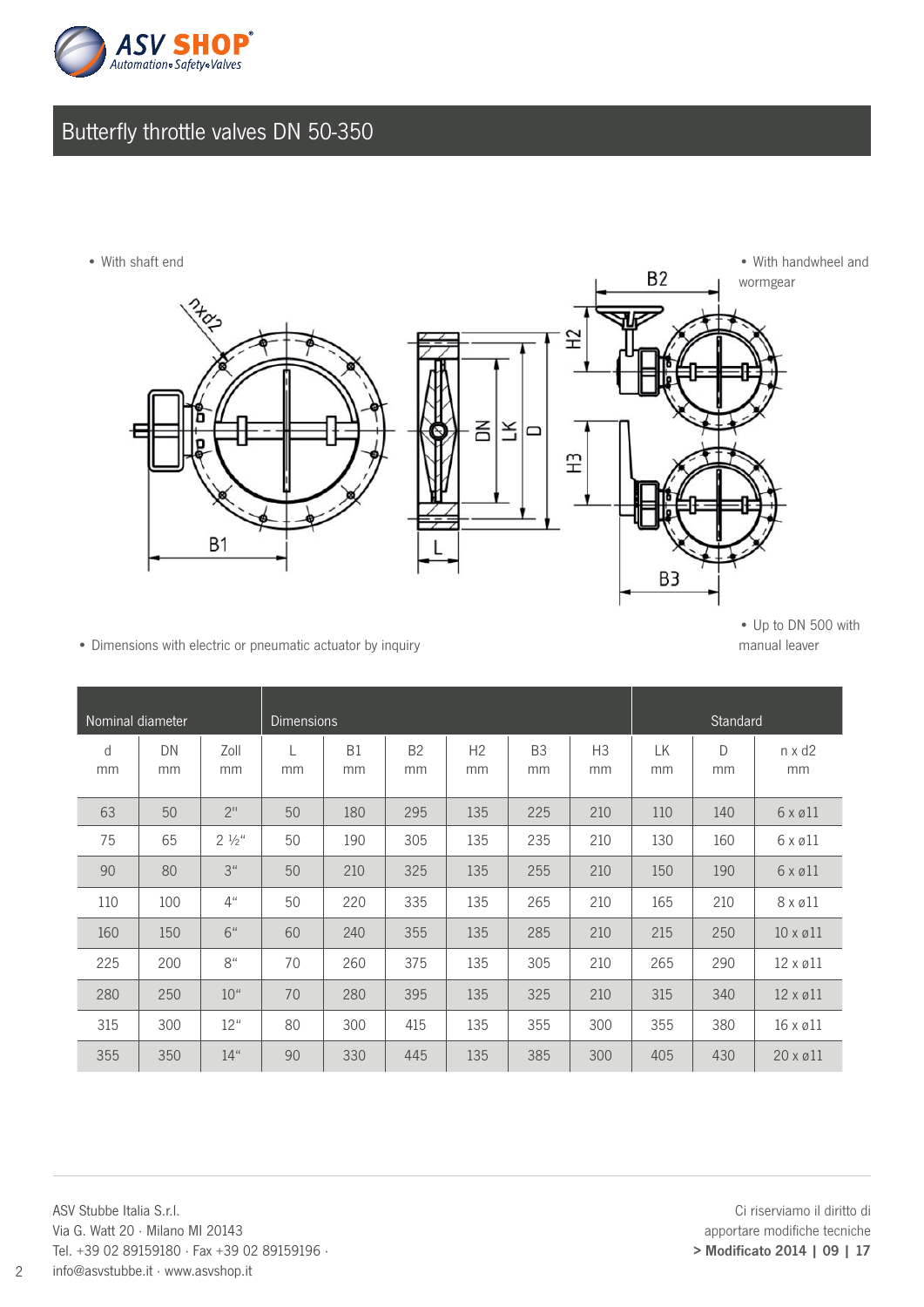# Butterfly throttle valves DN 50-350

- With shaft end
- With handwheel and wormgear
- Dimensions with electric or pneumatic actuator by inquiry
- Up to DN 500 with manual leaver

| Nominal diameter | | | Dimensions | | | | | | Standard | | |
|---|---|---|---|---|---|---|---|---|---|---|---|
| d mm | DN mm | Zoll mm | L mm | B1 mm | B2 mm | H2 mm | B3 mm | H3 mm | LK mm | D mm | n x d2 mm |
| 63 | 50 | 2" | 50 | 180 | 295 | 135 | 225 | 210 | 110 | 140 | 6 x ø11 |
| 75 | 65 | 2 ½" | 50 | 190 | 305 | 135 | 235 | 210 | 130 | 160 | 6 x ø11 |
| 90 | 80 | 3" | 50 | 210 | 325 | 135 | 255 | 210 | 150 | 190 | 6 x ø11 |
| 110 | 100 | 4" | 50 | 220 | 335 | 135 | 265 | 210 | 165 | 210 | 8 x ø11 |
| 160 | 150 | 6" | 60 | 240 | 355 | 135 | 285 | 210 | 215 | 250 | 10 x ø11 |
| 225 | 200 | 8" | 70 | 260 | 375 | 135 | 305 | 210 | 265 | 290 | 12 x ø11 |
| 280 | 250 | 10" | 70 | 280 | 395 | 135 | 325 | 210 | 315 | 340 | 12 x ø11 |
| 315 | 300 | 12" | 80 | 300 | 415 | 135 | 355 | 300 | 355 | 380 | 16 x ø11 |
| 355 | 350 | 14" | 90 | 330 | 445 | 135 | 385 | 300 | 405 | 430 | 20 x ø11 |

ASV Stubbe Italia S.r.l.
Via G. Watt 20 · Milano MI 20143
Tel. +39 02 89159180 · Fax +39 02 89159196 ·
info@asvstubbe.it · www.asvshop.it

Ci riserviamo il diritto di apportare modifiche tecniche
**> Modificato 2014 | 09 | 17**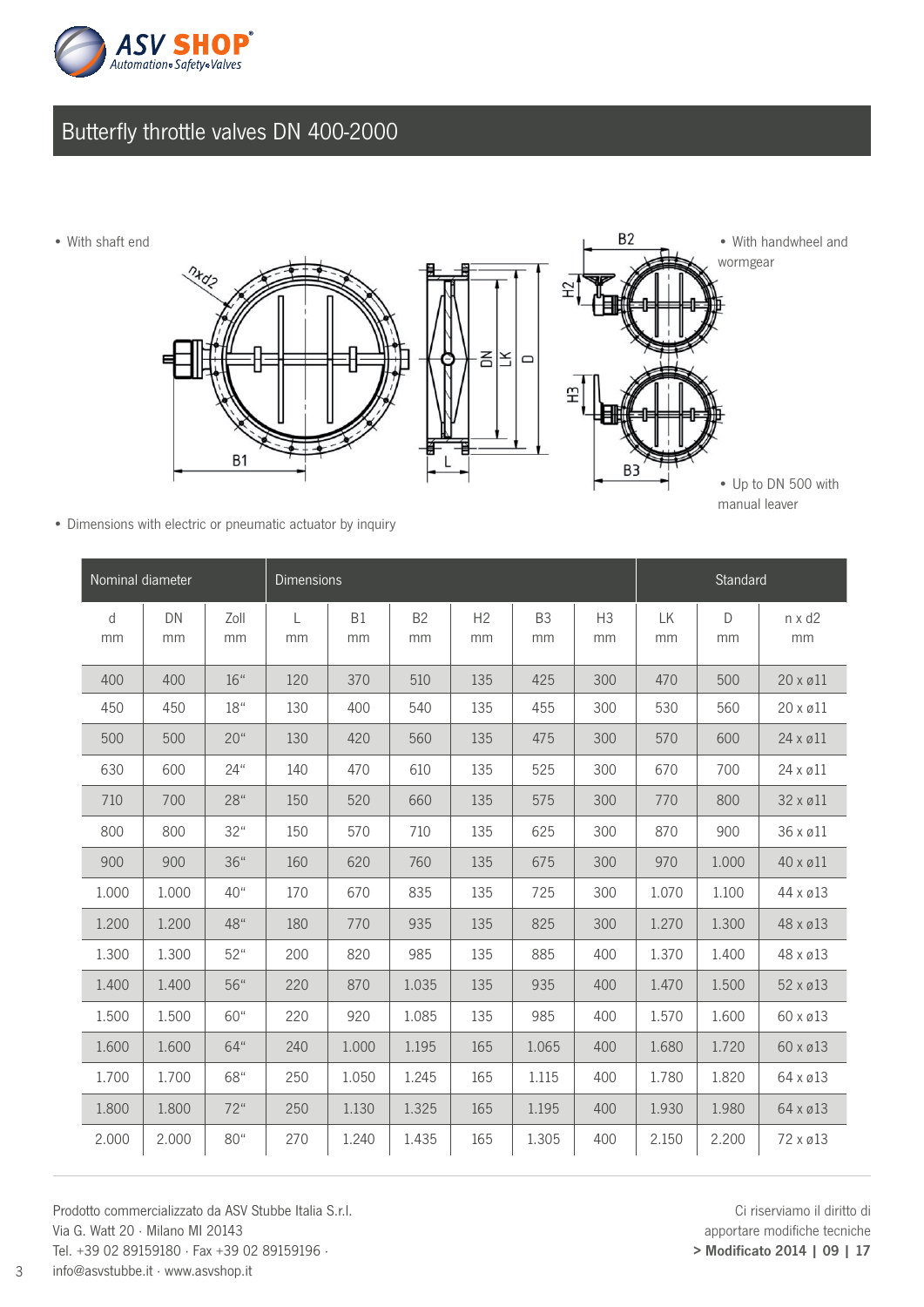# Butterfly throttle valves DN 400-2000

- With shaft end

- With handwheel and wormgear

- Up to DN 500 with manual leaver

- Dimensions with electric or pneumatic actuator by inquiry

| Nominal diameter | | | Dimensions | | | | | | Standard | | |
|---|---|---|---|---|---|---|---|---|---|---|---|
| d mm | DN mm | Zoll mm | L mm | B1 mm | B2 mm | H2 mm | B3 mm | H3 mm | LK mm | D mm | n x d2 mm |
| 400 | 400 | 16" | 120 | 370 | 510 | 135 | 425 | 300 | 470 | 500 | 20 x ø11 |
| 450 | 450 | 18" | 130 | 400 | 540 | 135 | 455 | 300 | 530 | 560 | 20 x ø11 |
| 500 | 500 | 20" | 130 | 420 | 560 | 135 | 475 | 300 | 570 | 600 | 24 x ø11 |
| 630 | 600 | 24" | 140 | 470 | 610 | 135 | 525 | 300 | 670 | 700 | 24 x ø11 |
| 710 | 700 | 28" | 150 | 520 | 660 | 135 | 575 | 300 | 770 | 800 | 32 x ø11 |
| 800 | 800 | 32" | 150 | 570 | 710 | 135 | 625 | 300 | 870 | 900 | 36 x ø11 |
| 900 | 900 | 36" | 160 | 620 | 760 | 135 | 675 | 300 | 970 | 1.000 | 40 x ø11 |
| 1.000 | 1.000 | 40" | 170 | 670 | 835 | 135 | 725 | 300 | 1.070 | 1.100 | 44 x ø13 |
| 1.200 | 1.200 | 48" | 180 | 770 | 935 | 135 | 825 | 300 | 1.270 | 1.300 | 48 x ø13 |
| 1.300 | 1.300 | 52" | 200 | 820 | 985 | 135 | 885 | 400 | 1.370 | 1.400 | 48 x ø13 |
| 1.400 | 1.400 | 56" | 220 | 870 | 1.035 | 135 | 935 | 400 | 1.470 | 1.500 | 52 x ø13 |
| 1.500 | 1.500 | 60" | 220 | 920 | 1.085 | 135 | 985 | 400 | 1.570 | 1.600 | 60 x ø13 |
| 1.600 | 1.600 | 64" | 240 | 1.000 | 1.195 | 165 | 1.065 | 400 | 1.680 | 1.720 | 60 x ø13 |
| 1.700 | 1.700 | 68" | 250 | 1.050 | 1.245 | 165 | 1.115 | 400 | 1.780 | 1.820 | 64 x ø13 |
| 1.800 | 1.800 | 72" | 250 | 1.130 | 1.325 | 165 | 1.195 | 400 | 1.930 | 1.980 | 64 x ø13 |
| 2.000 | 2.000 | 80" | 270 | 1.240 | 1.435 | 165 | 1.305 | 400 | 2.150 | 2.200 | 72 x ø13 |

Prodotto commercializzato da ASV Stubbe Italia S.r.l.
Via G. Watt 20 · Milano MI 20143
Tel. +39 02 89159180 · Fax +39 02 89159196 ·
info@asvstubbe.it · www.asvshop.it

Ci riserviamo il diritto di apportare modifiche tecniche
**> Modificato 2014 | 09 | 17**